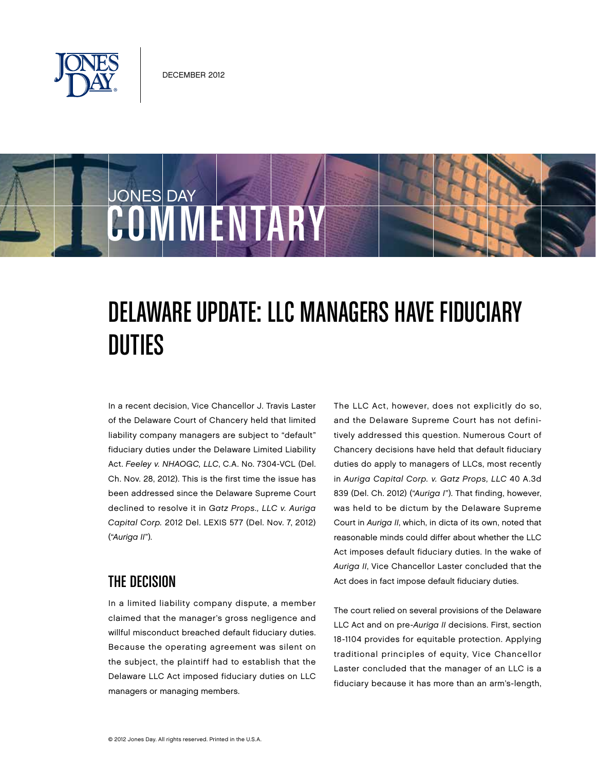December 2012

Jones Day Commentary

# Delaware Update: LLC Managers Have Fiduciary Duties

In a recent decision, Vice Chancellor J. Travis Laster of the Delaware Court of Chancery held that limited liability company managers are subject to "default" fiduciary duties under the Delaware Limited Liability Act. *Feeley v. NHAOGC, LLC*, C.A. No. 7304-VCL (Del. Ch. Nov. 28, 2012). This is the first time the issue has been addressed since the Delaware Supreme Court declined to resolve it in *Gatz Props., LLC v. Auriga Capital Corp.* 2012 Del. LEXIS 577 (Del. Nov. 7, 2012) ("*Auriga II*").

## The Decision

In a limited liability company dispute, a member claimed that the manager's gross negligence and willful misconduct breached default fiduciary duties. Because the operating agreement was silent on the subject, the plaintiff had to establish that the Delaware LLC Act imposed fiduciary duties on LLC managers or managing members.

The LLC Act, however, does not explicitly do so, and the Delaware Supreme Court has not definitively addressed this question. Numerous Court of Chancery decisions have held that default fiduciary duties do apply to managers of LLCs, most recently in *Auriga Capital Corp. v. Gatz Props, LLC* 40 A.3d 839 (Del. Ch. 2012) ("*Auriga I*"). That finding, however, was held to be dictum by the Delaware Supreme Court in *Auriga II*, which, in dicta of its own, noted that reasonable minds could differ about whether the LLC Act imposes default fiduciary duties. In the wake of *Auriga II*, Vice Chancellor Laster concluded that the Act does in fact impose default fiduciary duties.

The court relied on several provisions of the Delaware LLC Act and on pre-*Auriga II* decisions. First, section 18-1104 provides for equitable protection. Applying traditional principles of equity, Vice Chancellor Laster concluded that the manager of an LLC is a fiduciary because it has more than an arm's-length,

© 2012 Jones Day. All rights reserved. Printed in the U.S.A.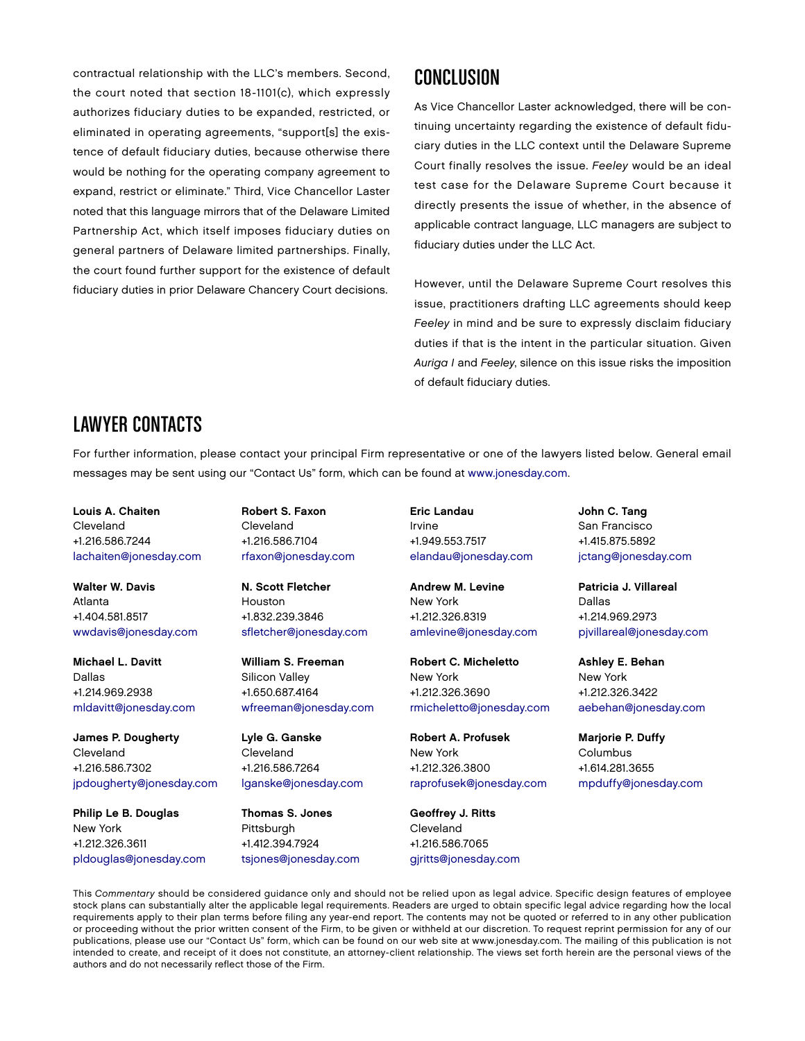contractual relationship with the LLC's members. Second, the court noted that section 18-1101(c), which expressly authorizes fiduciary duties to be expanded, restricted, or eliminated in operating agreements, "support[s] the existence of default fiduciary duties, because otherwise there would be nothing for the operating company agreement to expand, restrict or eliminate." Third, Vice Chancellor Laster noted that this language mirrors that of the Delaware Limited Partnership Act, which itself imposes fiduciary duties on general partners of Delaware limited partnerships. Finally, the court found further support for the existence of default fiduciary duties in prior Delaware Chancery Court decisions.

## CONCLUSION

As Vice Chancellor Laster acknowledged, there will be continuing uncertainty regarding the existence of default fiduciary duties in the LLC context until the Delaware Supreme Court finally resolves the issue. *Feeley* would be an ideal test case for the Delaware Supreme Court because it directly presents the issue of whether, in the absence of applicable contract language, LLC managers are subject to fiduciary duties under the LLC Act.

However, until the Delaware Supreme Court resolves this issue, practitioners drafting LLC agreements should keep *Feeley* in mind and be sure to expressly disclaim fiduciary duties if that is the intent in the particular situation. Given *Auriga I* and *Feeley*, silence on this issue risks the imposition of default fiduciary duties.

## LAWYER CONTACTS

For further information, please contact your principal Firm representative or one of the lawyers listed below. General email messages may be sent using our "Contact Us" form, which can be found at www.jonesday.com.

**Louis A. Chaiten**
Cleveland
+1.216.586.7244
lachaiten@jonesday.com

**Walter W. Davis**
Atlanta
+1.404.581.8517
wwdavis@jonesday.com

**Michael L. Davitt**
Dallas
+1.214.969.2938
mldavitt@jonesday.com

**James P. Dougherty**
Cleveland
+1.216.586.7302
jpdougherty@jonesday.com

**Philip Le B. Douglas**
New York
+1.212.326.3611
pldouglas@jonesday.com

**Robert S. Faxon**
Cleveland
+1.216.586.7104
rfaxon@jonesday.com

**N. Scott Fletcher**
Houston
+1.832.239.3846
sfletcher@jonesday.com

**William S. Freeman**
Silicon Valley
+1.650.687.4164
wfreeman@jonesday.com

**Lyle G. Ganske**
Cleveland
+1.216.586.7264
lganske@jonesday.com

**Thomas S. Jones**
Pittsburgh
+1.412.394.7924
tsjones@jonesday.com

**Eric Landau**
Irvine
+1.949.553.7517
elandau@jonesday.com

**Andrew M. Levine**
New York
+1.212.326.8319
amlevine@jonesday.com

**Robert C. Micheletto**
New York
+1.212.326.3690
rmicheletto@jonesday.com

**Robert A. Profusek**
New York
+1.212.326.3800
raprofusek@jonesday.com

**Geoffrey J. Ritts**
Cleveland
+1.216.586.7065
gjritts@jonesday.com

**John C. Tang**
San Francisco
+1.415.875.5892
jctang@jonesday.com

**Patricia J. Villareal**
Dallas
+1.214.969.2973
pjvillareal@jonesday.com

**Ashley E. Behan**
New York
+1.212.326.3422
aebehan@jonesday.com

**Marjorie P. Duffy**
Columbus
+1.614.281.3655
mpduffy@jonesday.com

This *Commentary* should be considered guidance only and should not be relied upon as legal advice. Specific design features of employee stock plans can substantially alter the applicable legal requirements. Readers are urged to obtain specific legal advice regarding how the local requirements apply to their plan terms before filing any year-end report. The contents may not be quoted or referred to in any other publication or proceeding without the prior written consent of the Firm, to be given or withheld at our discretion. To request reprint permission for any of our publications, please use our "Contact Us" form, which can be found on our web site at www.jonesday.com. The mailing of this publication is not intended to create, and receipt of it does not constitute, an attorney-client relationship. The views set forth herein are the personal views of the authors and do not necessarily reflect those of the Firm.